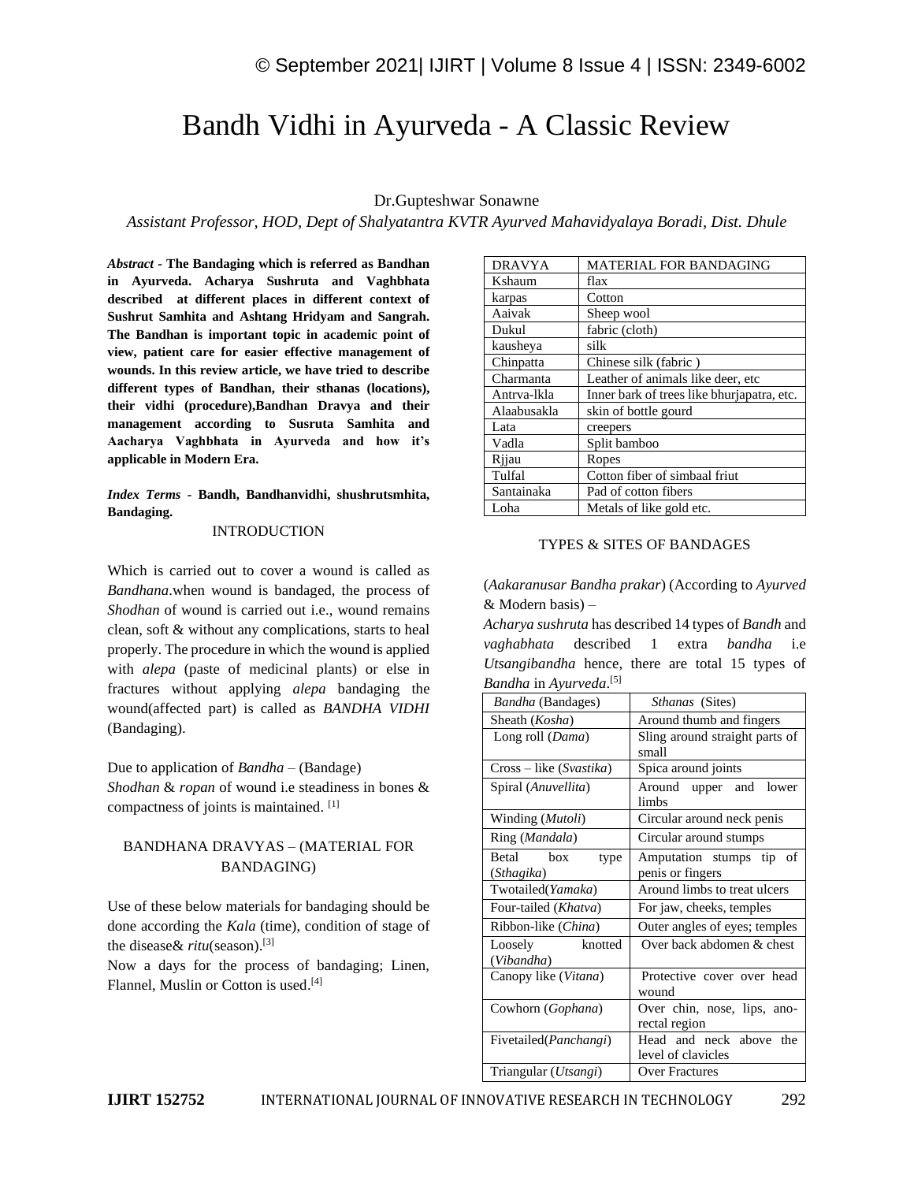# Bandh Vidhi in Ayurveda - A Classic Review

Dr.Gupteshwar Sonawne

*Assistant Professor, HOD, Dept of Shalyatantra KVTR Ayurved Mahavidyalaya Boradi, Dist. Dhule*

***Abstract* - The Bandaging which is referred as Bandhan in Ayurveda. Acharya Sushruta and Vaghbhata described at different places in different context of Sushrut Samhita and Ashtang Hridyam and Sangrah. The Bandhan is important topic in academic point of view, patient care for easier effective management of wounds. In this review article, we have tried to describe different types of Bandhan, their sthanas (locations), their vidhi (procedure),Bandhan Dravya and their management according to Susruta Samhita and Aacharya Vaghbhata in Ayurveda and how it's applicable in Modern Era.**

***Index Terms* - Bandh, Bandhanvidhi, shushrutsmhita, Bandaging.**

## INTRODUCTION

Which is carried out to cover a wound is called as *Bandhana*.when wound is bandaged, the process of *Shodhan* of wound is carried out i.e., wound remains clean, soft & without any complications, starts to heal properly. The procedure in which the wound is applied with *alepa* (paste of medicinal plants) or else in fractures without applying *alepa* bandaging the wound(affected part) is called as *BANDHA VIDHI* (Bandaging).

Due to application of *Bandha* – (Bandage)
*Shodhan* & *ropan* of wound i.e steadiness in bones & compactness of joints is maintained. [1]

## BANDHANA DRAVYAS – (MATERIAL FOR BANDAGING)

Use of these below materials for bandaging should be done according the *Kala* (time), condition of stage of the disease& *ritu*(season).[3]

Now a days for the process of bandaging; Linen, Flannel, Muslin or Cotton is used.[4]

| DRAVYA | MATERIAL FOR BANDAGING |
|---|---|
| Kshaum | flax |
| karpas | Cotton |
| Aaivak | Sheep wool |
| Dukul | fabric (cloth) |
| kausheya | silk |
| Chinpatta | Chinese silk (fabric ) |
| Charmanta | Leather of animals like deer, etc |
| Antrva-lkla | Inner bark of trees like bhurjapatra, etc. |
| Alaabusakla | skin of bottle gourd |
| Lata | creepers |
| Vadla | Split bamboo |
| Rjjau | Ropes |
| Tulfal | Cotton fiber of simbaal friut |
| Santainaka | Pad of cotton fibers |
| Loha | Metals of like gold etc. |

## TYPES & SITES OF BANDAGES

(*Aakaranusar Bandha prakar*) (According to *Ayurved* & Modern basis) –

*Acharya sushruta* has described 14 types of *Bandh* and *vaghabhata* described 1 extra *bandha* i.e *Utsangibandha* hence, there are total 15 types of *Bandha* in *Ayurveda*.[5]

| *Bandha* (Bandages) | *Sthanas* (Sites) |
|---|---|
| Sheath (*Kosha*) | Around thumb and fingers |
| Long roll (*Dama*) | Sling around straight parts of small |
| Cross – like (*Svastika*) | Spica around joints |
| Spiral (*Anuvellita*) | Around upper and lower limbs |
| Winding (*Mutoli*) | Circular around neck penis |
| Ring (*Mandala*) | Circular around stumps |
| Betal box type (*Sthagika*) | Amputation stumps tip of penis or fingers |
| Twotailed(*Yamaka*) | Around limbs to treat ulcers |
| Four-tailed (*Khatva*) | For jaw, cheeks, temples |
| Ribbon-like (*China*) | Outer angles of eyes; temples |
| Loosely knotted (*Vibandha*) | Over back abdomen & chest |
| Canopy like (*Vitana*) | Protective cover over head wound |
| Cowhorn (*Gophana*) | Over chin, nose, lips, ano-rectal region |
| Fivetailed(*Panchangi*) | Head and neck above the level of clavicles |
| Triangular (*Utsangi*) | Over Fractures |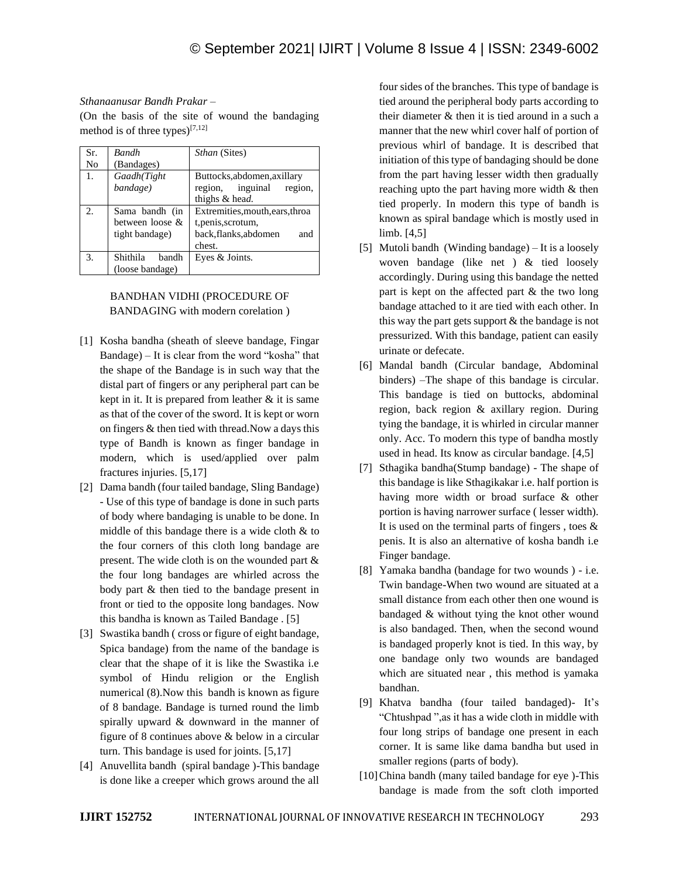*Sthanaanusar Bandh Prakar* –

(On the basis of the site of wound the bandaging method is of three types)[7,12]

| Sr. No | *Bandh* (Bandages) | *Sthan* (Sites) |
|---|---|---|
| 1. | *Gaadh(Tight bandage)* | Buttocks,abdomen,axillary region, inguinal region, thighs & head. |
| 2. | Sama bandh (in between loose & tight bandage) | Extremities,mouth,ears,throat,penis,scrotum, back,flanks,abdomen and chest. |
| 3. | Shithila bandh (loose bandage) | Eyes & Joints. |

BANDHAN VIDHI (PROCEDURE OF BANDAGING with modern corelation )

[1] Kosha bandha (sheath of sleeve bandage, Fingar Bandage) – It is clear from the word "kosha" that the shape of the Bandage is in such way that the distal part of fingers or any peripheral part can be kept in it. It is prepared from leather & it is same as that of the cover of the sword. It is kept or worn on fingers & then tied with thread.Now a days this type of Bandh is known as finger bandage in modern, which is used/applied over palm fractures injuries. [5,17]

[2] Dama bandh (four tailed bandage, Sling Bandage) - Use of this type of bandage is done in such parts of body where bandaging is unable to be done. In middle of this bandage there is a wide cloth & to the four corners of this cloth long bandage are present. The wide cloth is on the wounded part & the four long bandages are whirled across the body part & then tied to the bandage present in front or tied to the opposite long bandages. Now this bandha is known as Tailed Bandage . [5]

[3] Swastika bandh ( cross or figure of eight bandage, Spica bandage) from the name of the bandage is clear that the shape of it is like the Swastika i.e symbol of Hindu religion or the English numerical (8).Now this bandh is known as figure of 8 bandage. Bandage is turned round the limb spirally upward & downward in the manner of figure of 8 continues above & below in a circular turn. This bandage is used for joints. [5,17]

[4] Anuvellita bandh (spiral bandage )-This bandage is done like a creeper which grows around the all four sides of the branches. This type of bandage is tied around the peripheral body parts according to their diameter & then it is tied around in a such a manner that the new whirl cover half of portion of previous whirl of bandage. It is described that initiation of this type of bandaging should be done from the part having lesser width then gradually reaching upto the part having more width & then tied properly. In modern this type of bandh is known as spiral bandage which is mostly used in limb. [4,5]

[5] Mutoli bandh (Winding bandage) – It is a loosely woven bandage (like net ) & tied loosely accordingly. During using this bandage the netted part is kept on the affected part & the two long bandage attached to it are tied with each other. In this way the part gets support & the bandage is not pressurized. With this bandage, patient can easily urinate or defecate.

[6] Mandal bandh (Circular bandage, Abdominal binders) –The shape of this bandage is circular. This bandage is tied on buttocks, abdominal region, back region & axillary region. During tying the bandage, it is whirled in circular manner only. Acc. To modern this type of bandha mostly used in head. Its know as circular bandage. [4,5]

[7] Sthagika bandha(Stump bandage) - The shape of this bandage is like Sthagikakar i.e. half portion is having more width or broad surface & other portion is having narrower surface ( lesser width). It is used on the terminal parts of fingers , toes & penis. It is also an alternative of kosha bandh i.e Finger bandage.

[8] Yamaka bandha (bandage for two wounds ) - i.e. Twin bandage-When two wound are situated at a small distance from each other then one wound is bandaged & without tying the knot other wound is also bandaged. Then, when the second wound is bandaged properly knot is tied. In this way, by one bandage only two wounds are bandaged which are situated near , this method is yamaka bandhan.

[9] Khatva bandha (four tailed bandaged)- It's "Chtushpad ",as it has a wide cloth in middle with four long strips of bandage one present in each corner. It is same like dama bandha but used in smaller regions (parts of body).

[10] China bandh (many tailed bandage for eye )-This bandage is made from the soft cloth imported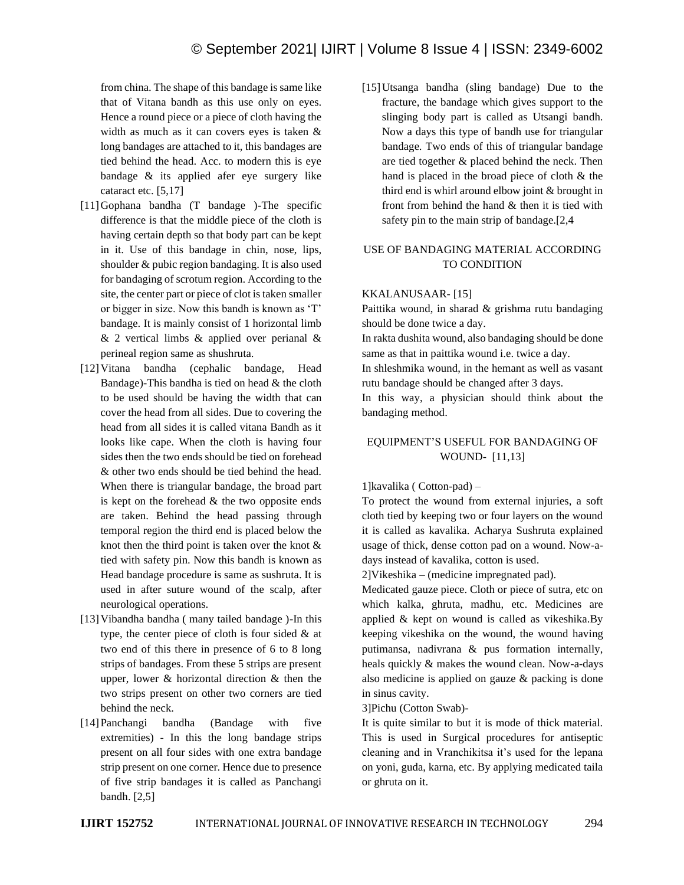from china. The shape of this bandage is same like that of Vitana bandh as this use only on eyes. Hence a round piece or a piece of cloth having the width as much as it can covers eyes is taken & long bandages are attached to it, this bandages are tied behind the head. Acc. to modern this is eye bandage & its applied afer eye surgery like cataract etc. [5,17]

[11] Gophana bandha (T bandage )-The specific difference is that the middle piece of the cloth is having certain depth so that body part can be kept in it. Use of this bandage in chin, nose, lips, shoulder & pubic region bandaging. It is also used for bandaging of scrotum region. According to the site, the center part or piece of clot is taken smaller or bigger in size. Now this bandh is known as 'T' bandage. It is mainly consist of 1 horizontal limb & 2 vertical limbs & applied over perianal & perineal region same as shushruta.

[12] Vitana bandha (cephalic bandage, Head Bandage)-This bandha is tied on head & the cloth to be used should be having the width that can cover the head from all sides. Due to covering the head from all sides it is called vitana Bandh as it looks like cape. When the cloth is having four sides then the two ends should be tied on forehead & other two ends should be tied behind the head. When there is triangular bandage, the broad part is kept on the forehead & the two opposite ends are taken. Behind the head passing through temporal region the third end is placed below the knot then the third point is taken over the knot & tied with safety pin. Now this bandh is known as Head bandage procedure is same as sushruta. It is used in after suture wound of the scalp, after neurological operations.

[13] Vibandha bandha ( many tailed bandage )-In this type, the center piece of cloth is four sided & at two end of this there in presence of 6 to 8 long strips of bandages. From these 5 strips are present upper, lower & horizontal direction & then the two strips present on other two corners are tied behind the neck.

[14] Panchangi bandha (Bandage with five extremities) - In this the long bandage strips present on all four sides with one extra bandage strip present on one corner. Hence due to presence of five strip bandages it is called as Panchangi bandh. [2,5]

[15] Utsanga bandha (sling bandage) Due to the fracture, the bandage which gives support to the slinging body part is called as Utsangi bandh. Now a days this type of bandh use for triangular bandage. Two ends of this of triangular bandage are tied together & placed behind the neck. Then hand is placed in the broad piece of cloth & the third end is whirl around elbow joint & brought in front from behind the hand & then it is tied with safety pin to the main strip of bandage.[2,4

## USE OF BANDAGING MATERIAL ACCORDING TO CONDITION

KKALANUSAAR- [15]

Paittika wound, in sharad & grishma rutu bandaging should be done twice a day.

In rakta dushita wound, also bandaging should be done same as that in paittika wound i.e. twice a day.

In shleshmika wound, in the hemant as well as vasant rutu bandage should be changed after 3 days.

In this way, a physician should think about the bandaging method.

## EQUIPMENT'S USEFUL FOR BANDAGING OF WOUND- [11,13]

1]kavalika ( Cotton-pad) –

To protect the wound from external injuries, a soft cloth tied by keeping two or four layers on the wound it is called as kavalika. Acharya Sushruta explained usage of thick, dense cotton pad on a wound. Now-a-days instead of kavalika, cotton is used.

2]Vikeshika – (medicine impregnated pad).

Medicated gauze piece. Cloth or piece of sutra, etc on which kalka, ghruta, madhu, etc. Medicines are applied & kept on wound is called as vikeshika.By keeping vikeshika on the wound, the wound having putimansa, nadivrana & pus formation internally, heals quickly & makes the wound clean. Now-a-days also medicine is applied on gauze & packing is done in sinus cavity.

3]Pichu (Cotton Swab)-

It is quite similar to but it is mode of thick material. This is used in Surgical procedures for antiseptic cleaning and in Vranchikitsa it's used for the lepana on yoni, guda, karna, etc. By applying medicated taila or ghruta on it.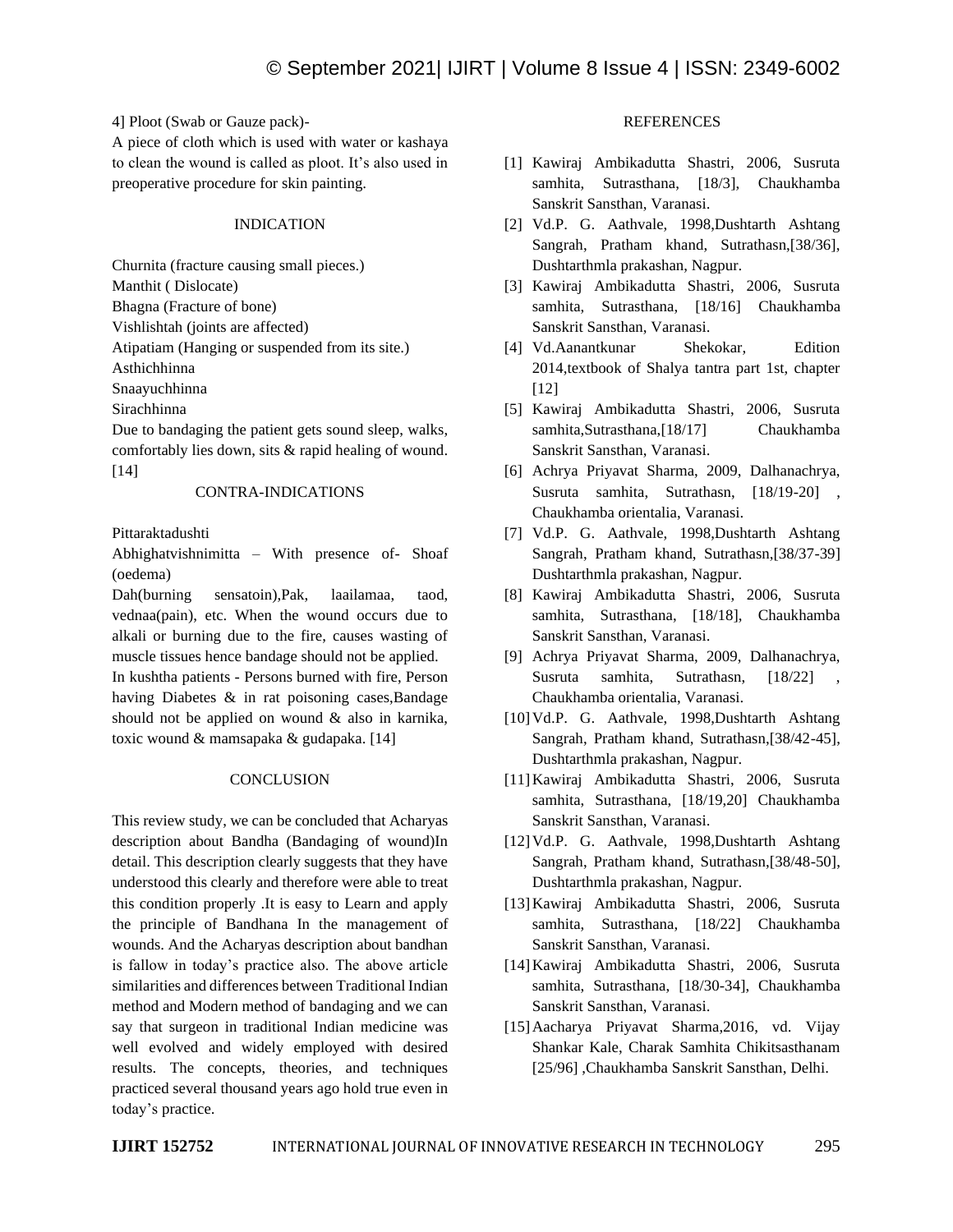4] Ploot (Swab or Gauze pack)-

A piece of cloth which is used with water or kashaya to clean the wound is called as ploot. It's also used in preoperative procedure for skin painting.

## INDICATION

Churnita (fracture causing small pieces.)
Manthit ( Dislocate)
Bhagna (Fracture of bone)
Vishlishtah (joints are affected)
Atipatiam (Hanging or suspended from its site.)
Asthichhinna
Snaayuchhinna
Sirachhinna

Due to bandaging the patient gets sound sleep, walks, comfortably lies down, sits & rapid healing of wound. [14]

## CONTRA-INDICATIONS

Pittaraktadushti

Abhighatvishnimitta – With presence of- Shoaf (oedema)

Dah(burning sensatoin),Pak, laailamaa, taod, vednaa(pain), etc. When the wound occurs due to alkali or burning due to the fire, causes wasting of muscle tissues hence bandage should not be applied.

In kushtha patients - Persons burned with fire, Person having Diabetes & in rat poisoning cases,Bandage should not be applied on wound & also in karnika, toxic wound & mamsapaka & gudapaka. [14]

## CONCLUSION

This review study, we can be concluded that Acharyas description about Bandha (Bandaging of wound)In detail. This description clearly suggests that they have understood this clearly and therefore were able to treat this condition properly .It is easy to Learn and apply the principle of Bandhana In the management of wounds. And the Acharyas description about bandhan is fallow in today's practice also. The above article similarities and differences between Traditional Indian method and Modern method of bandaging and we can say that surgeon in traditional Indian medicine was well evolved and widely employed with desired results. The concepts, theories, and techniques practiced several thousand years ago hold true even in today's practice.

## REFERENCES

[1] Kawiraj Ambikadutta Shastri, 2006, Susruta samhita, Sutrasthana, [18/3], Chaukhamba Sanskrit Sansthan, Varanasi.

[2] Vd.P. G. Aathvale, 1998,Dushtarth Ashtang Sangrah, Pratham khand, Sutrathasn,[38/36], Dushtarthmla prakashan, Nagpur.

[3] Kawiraj Ambikadutta Shastri, 2006, Susruta samhita, Sutrasthana, [18/16] Chaukhamba Sanskrit Sansthan, Varanasi.

[4] Vd.Aanantkunar Shekokar, Edition 2014,textbook of Shalya tantra part 1st, chapter [12]

[5] Kawiraj Ambikadutta Shastri, 2006, Susruta samhita,Sutrasthana,[18/17] Chaukhamba Sanskrit Sansthan, Varanasi.

[6] Achrya Priyavat Sharma, 2009, Dalhanachrya, Susruta samhita, Sutrathasn, [18/19-20] , Chaukhamba orientalia, Varanasi.

[7] Vd.P. G. Aathvale, 1998,Dushtarth Ashtang Sangrah, Pratham khand, Sutrathasn,[38/37-39] Dushtarthmla prakashan, Nagpur.

[8] Kawiraj Ambikadutta Shastri, 2006, Susruta samhita, Sutrasthana, [18/18], Chaukhamba Sanskrit Sansthan, Varanasi.

[9] Achrya Priyavat Sharma, 2009, Dalhanachrya, Susruta samhita, Sutrathasn, [18/22] , Chaukhamba orientalia, Varanasi.

[10] Vd.P. G. Aathvale, 1998,Dushtarth Ashtang Sangrah, Pratham khand, Sutrathasn,[38/42-45], Dushtarthmla prakashan, Nagpur.

[11] Kawiraj Ambikadutta Shastri, 2006, Susruta samhita, Sutrasthana, [18/19,20] Chaukhamba Sanskrit Sansthan, Varanasi.

[12] Vd.P. G. Aathvale, 1998,Dushtarth Ashtang Sangrah, Pratham khand, Sutrathasn,[38/48-50], Dushtarthmla prakashan, Nagpur.

[13] Kawiraj Ambikadutta Shastri, 2006, Susruta samhita, Sutrasthana, [18/22] Chaukhamba Sanskrit Sansthan, Varanasi.

[14] Kawiraj Ambikadutta Shastri, 2006, Susruta samhita, Sutrasthana, [18/30-34], Chaukhamba Sanskrit Sansthan, Varanasi.

[15] Aacharya Priyavat Sharma,2016, vd. Vijay Shankar Kale, Charak Samhita Chikitsasthanam [25/96] ,Chaukhamba Sanskrit Sansthan, Delhi.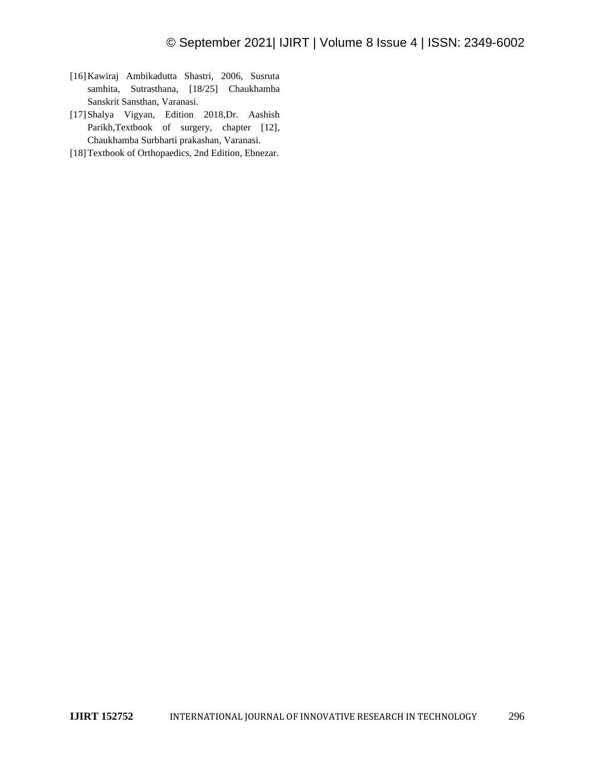[16] Kawiraj Ambikadutta Shastri, 2006, Susruta samhita, Sutrasthana, [18/25] Chaukhamba Sanskrit Sansthan, Varanasi.

[17] Shalya Vigyan, Edition 2018,Dr. Aashish Parikh,Textbook of surgery, chapter [12], Chaukhamba Surbharti prakashan, Varanasi.

[18] Textbook of Orthopaedics, 2nd Edition, Ebnezar.